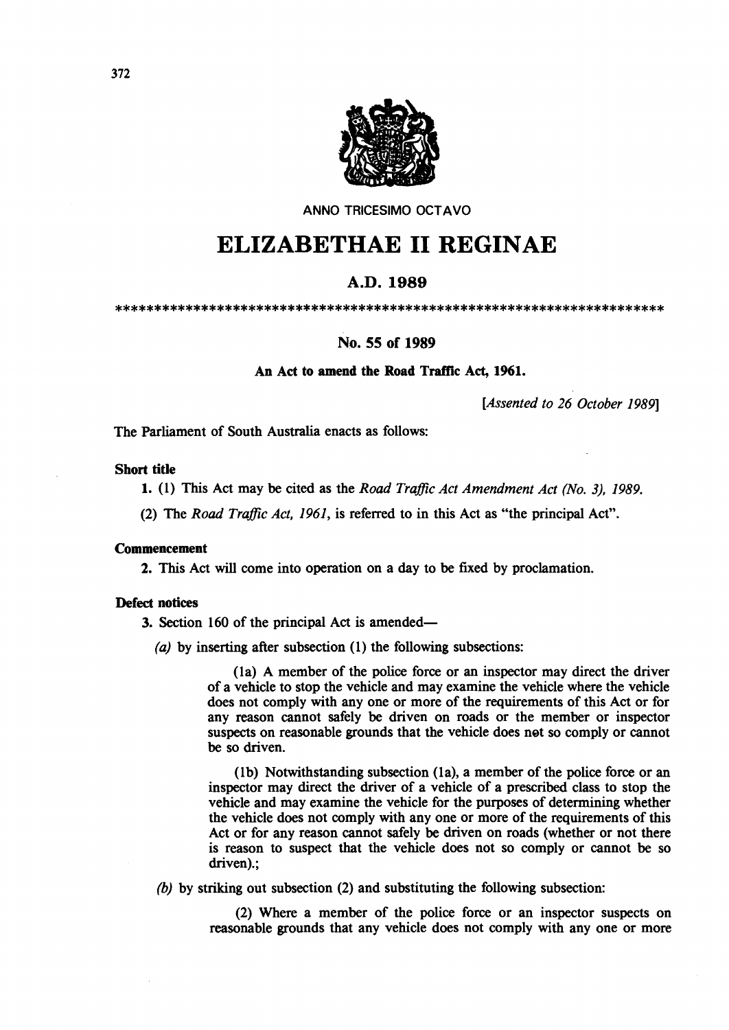ANNO TRICESIMO OCTAVO

# ELIZABETHAE II REGINAE

## A.D. 1989

************************************************************************

### No. 55 of 1989

**An Act to amend the Road Traffic Act, 1961.**

*[Assented to 26 October 1989]*

The Parliament of South Australia enacts as follows:

**Short title**

**1.** (1) This Act may be cited as the *Road Traffic Act Amendment Act (No. 3), 1989.*

(2) The *Road Traffic Act, 1961,* is referred to in this Act as "the principal Act".

**Commencement**

**2.** This Act will come into operation on a day to be fixed by proclamation.

**Defect notices**

**3.** Section 160 of the principal Act is amended—

*(a)* by inserting after subsection (1) the following subsections:

> (1a) A member of the police force or an inspector may direct the driver of a vehicle to stop the vehicle and may examine the vehicle where the vehicle does not comply with any one or more of the requirements of this Act or for any reason cannot safely be driven on roads or the member or inspector suspects on reasonable grounds that the vehicle does not so comply or cannot be so driven.
>
> (1b) Notwithstanding subsection (1a), a member of the police force or an inspector may direct the driver of a vehicle of a prescribed class to stop the vehicle and may examine the vehicle for the purposes of determining whether the vehicle does not comply with any one or more of the requirements of this Act or for any reason cannot safely be driven on roads (whether or not there is reason to suspect that the vehicle does not so comply or cannot be so driven).;

*(b)* by striking out subsection (2) and substituting the following subsection:

> (2) Where a member of the police force or an inspector suspects on reasonable grounds that any vehicle does not comply with any one or more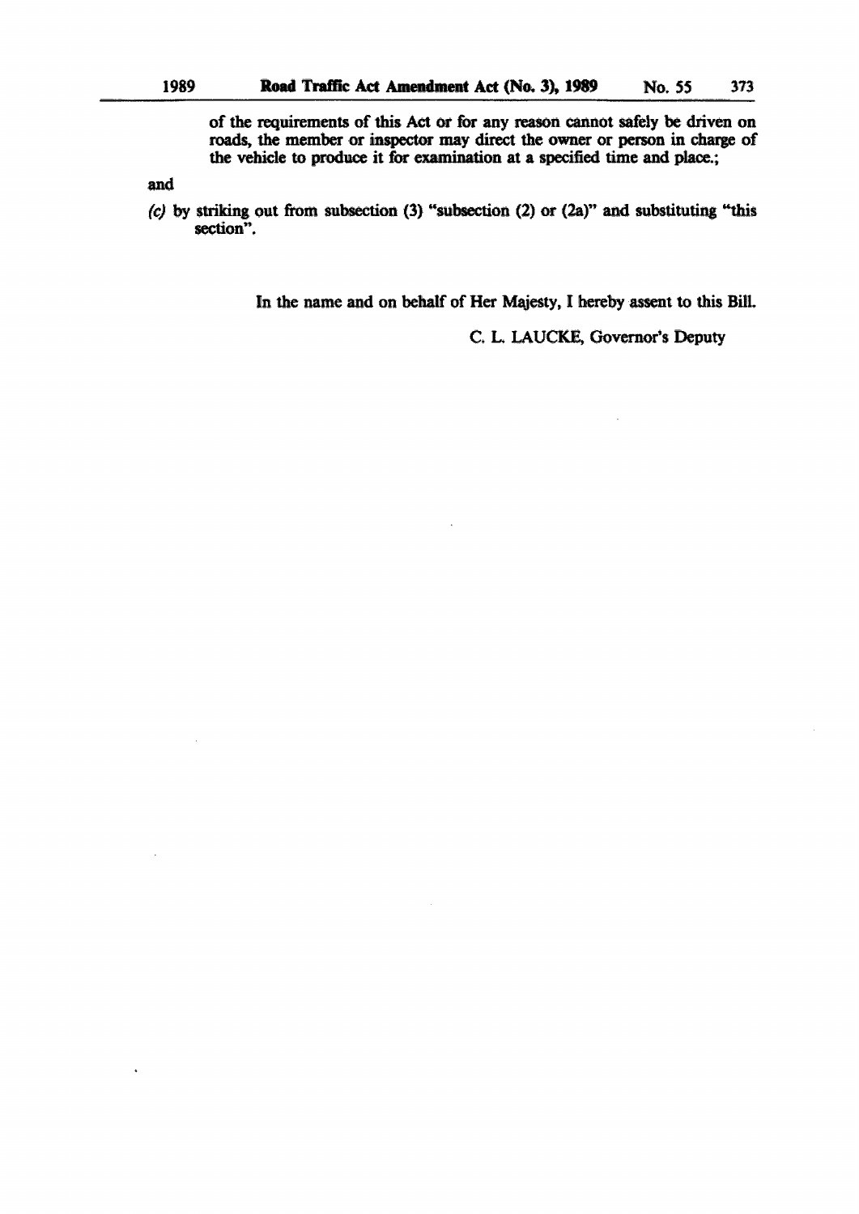of the requirements of this Act or for any reason cannot safely be driven on roads, the member or inspector may direct the owner or person in charge of the vehicle to produce it for examination at a specified time and place.;

and

*(c)* by striking out from subsection (3) "subsection (2) or (2a)" and substituting "this section".

In the name and on behalf of Her Majesty, I hereby assent to this Bill.

C. L. LAUCKE, Governor's Deputy